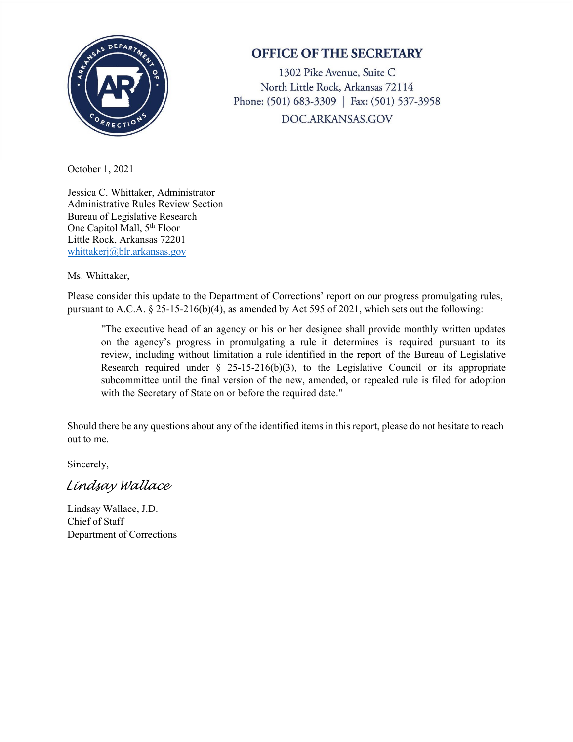# OFFICE OF THE SECRETARY

1302 Pike Avenue, Suite C
North Little Rock, Arkansas 72114
Phone: (501) 683-3309 | Fax: (501) 537-3958
DOC.ARKANSAS.GOV

October 1, 2021

Jessica C. Whittaker, Administrator
Administrative Rules Review Section
Bureau of Legislative Research
One Capitol Mall, 5th Floor
Little Rock, Arkansas 72201
whittakerj@blr.arkansas.gov

Ms. Whittaker,

Please consider this update to the Department of Corrections' report on our progress promulgating rules, pursuant to A.C.A. § 25-15-216(b)(4), as amended by Act 595 of 2021, which sets out the following:

> "The executive head of an agency or his or her designee shall provide monthly written updates on the agency's progress in promulgating a rule it determines is required pursuant to its review, including without limitation a rule identified in the report of the Bureau of Legislative Research required under § 25-15-216(b)(3), to the Legislative Council or its appropriate subcommittee until the final version of the new, amended, or repealed rule is filed for adoption with the Secretary of State on or before the required date."

Should there be any questions about any of the identified items in this report, please do not hesitate to reach out to me.

Sincerely,

*Lindsay Wallace*

Lindsay Wallace, J.D.
Chief of Staff
Department of Corrections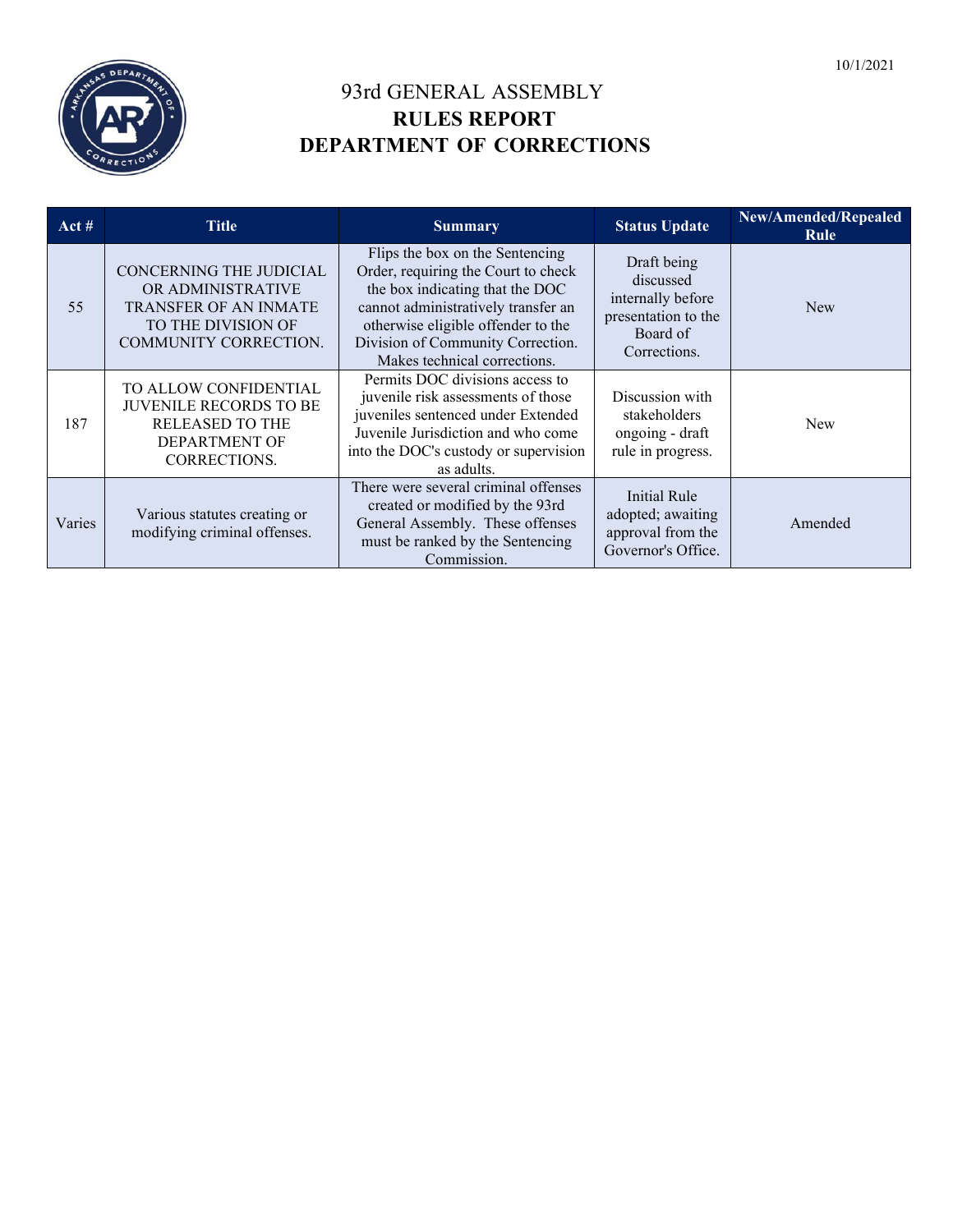10/1/2021

# 93rd GENERAL ASSEMBLY
## RULES REPORT
## DEPARTMENT OF CORRECTIONS

| Act # | Title | Summary | Status Update | New/Amended/Repealed Rule |
|---|---|---|---|---|
| 55 | CONCERNING THE JUDICIAL OR ADMINISTRATIVE TRANSFER OF AN INMATE TO THE DIVISION OF COMMUNITY CORRECTION. | Flips the box on the Sentencing Order, requiring the Court to check the box indicating that the DOC cannot administratively transfer an otherwise eligible offender to the Division of Community Correction. Makes technical corrections. | Draft being discussed internally before presentation to the Board of Corrections. | New |
| 187 | TO ALLOW CONFIDENTIAL JUVENILE RECORDS TO BE RELEASED TO THE DEPARTMENT OF CORRECTIONS. | Permits DOC divisions access to juvenile risk assessments of those juveniles sentenced under Extended Juvenile Jurisdiction and who come into the DOC's custody or supervision as adults. | Discussion with stakeholders ongoing - draft rule in progress. | New |
| Varies | Various statutes creating or modifying criminal offenses. | There were several criminal offenses created or modified by the 93rd General Assembly. These offenses must be ranked by the Sentencing Commission. | Initial Rule adopted; awaiting approval from the Governor's Office. | Amended |